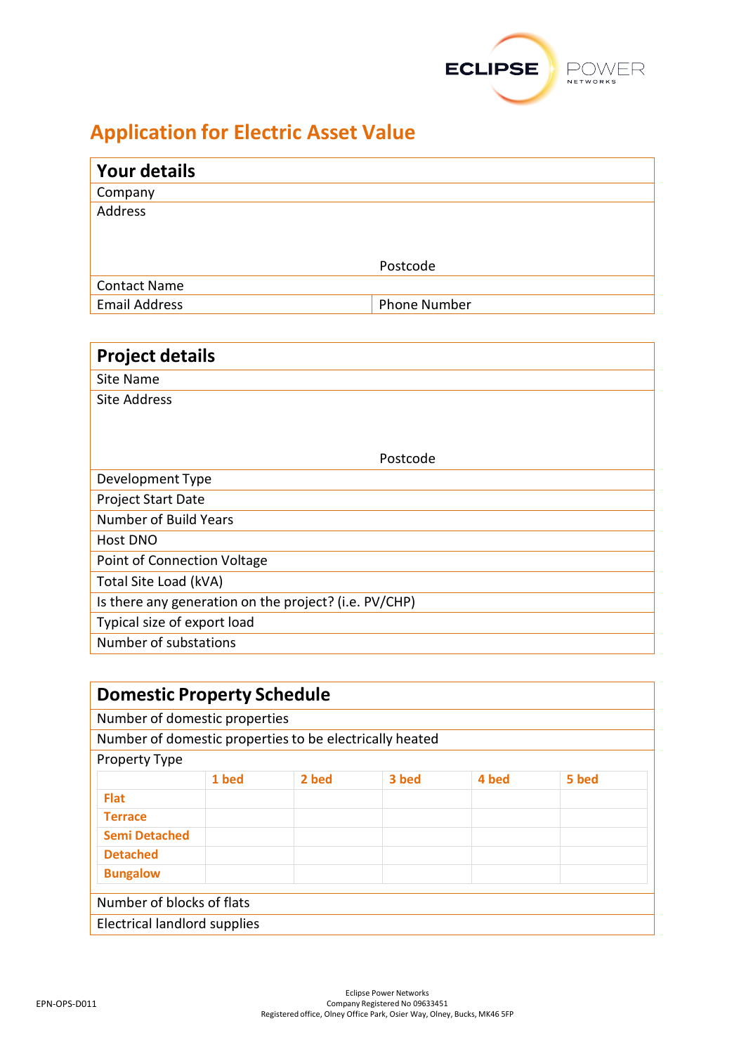ECLIPSE POWER NETWORKS

# Application for Electric Asset Value

| Your details | |
|---|---|
| Company | |
| Address | |
| | Postcode |
| Contact Name | |
| Email Address | Phone Number |

| Project details | |
|---|---|
| Site Name | |
| Site Address | |
| | Postcode |
| Development Type | |
| Project Start Date | |
| Number of Build Years | |
| Host DNO | |
| Point of Connection Voltage | |
| Total Site Load (kVA) | |
| Is there any generation on the project? (i.e. PV/CHP) | |
| Typical size of export load | |
| Number of substations | |

## Domestic Property Schedule

Number of domestic properties

Number of domestic properties to be electrically heated

Property Type

| | 1 bed | 2 bed | 3 bed | 4 bed | 5 bed |
|---|---|---|---|---|---|
| Flat | | | | | |
| Terrace | | | | | |
| Semi Detached | | | | | |
| Detached | | | | | |
| Bungalow | | | | | |

Number of blocks of flats

Electrical landlord supplies

EPN-OPS-D011

Eclipse Power Networks
Company Registered No 09633451
Registered office, Olney Office Park, Osier Way, Olney, Bucks, MK46 5FP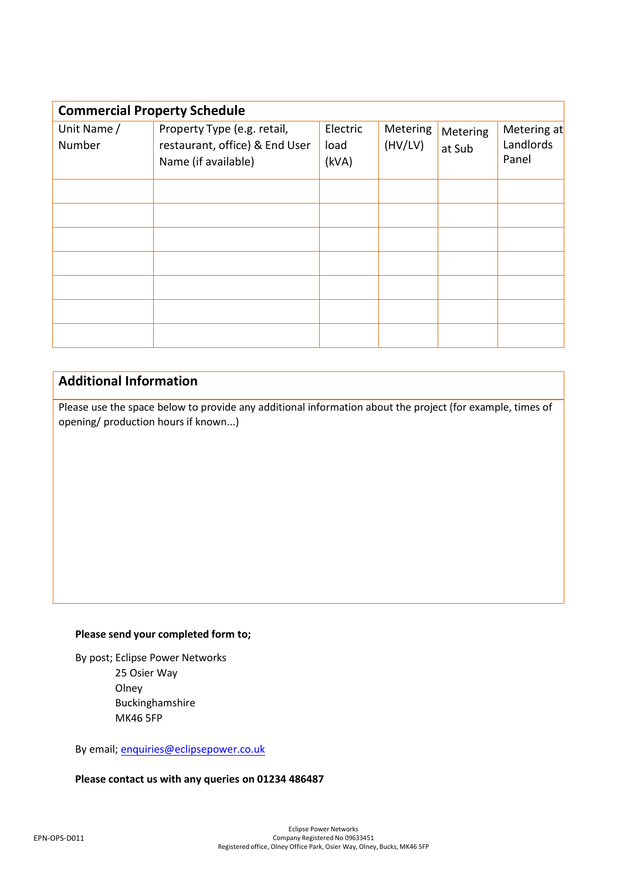## Commercial Property Schedule

| Unit Name / Number | Property Type (e.g. retail, restaurant, office) & End User Name (if available) | Electric load (kVA) | Metering (HV/LV) | Metering at Sub | Metering at Landlords Panel |
|---|---|---|---|---|---|
| | | | | | |
| | | | | | |
| | | | | | |
| | | | | | |
| | | | | | |
| | | | | | |
| | | | | | |

## Additional Information

Please use the space below to provide any additional information about the project (for example, times of opening/ production hours if known...)

**Please send your completed form to;**

By post; Eclipse Power Networks
25 Osier Way
Olney
Buckinghamshire
MK46 5FP

By email; enquiries@eclipsepower.co.uk

**Please contact us with any queries on 01234 486487**

EPN-OPS-D011

Eclipse Power Networks
Company Registered No 09633451
Registered office, Olney Office Park, Osier Way, Olney, Bucks, MK46 5FP